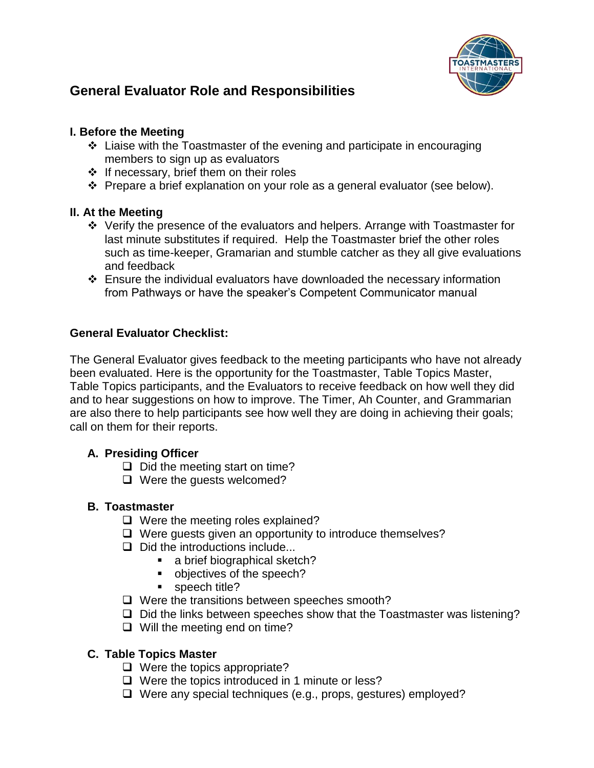# General Evaluator Role and Responsibilities

### I. Before the Meeting

- Liaise with the Toastmaster of the evening and participate in encouraging members to sign up as evaluators
- If necessary, brief them on their roles
- Prepare a brief explanation on your role as a general evaluator (see below).

### II. At the Meeting

- Verify the presence of the evaluators and helpers. Arrange with Toastmaster for last minute substitutes if required. Help the Toastmaster brief the other roles such as time-keeper, Gramarian and stumble catcher as they all give evaluations and feedback
- Ensure the individual evaluators have downloaded the necessary information from Pathways or have the speaker's Competent Communicator manual

### General Evaluator Checklist:

The General Evaluator gives feedback to the meeting participants who have not already been evaluated. Here is the opportunity for the Toastmaster, Table Topics Master, Table Topics participants, and the Evaluators to receive feedback on how well they did and to hear suggestions on how to improve. The Timer, Ah Counter, and Grammarian are also there to help participants see how well they are doing in achieving their goals; call on them for their reports.

**A. Presiding Officer**

- [ ] Did the meeting start on time?
- [ ] Were the guests welcomed?

**B. Toastmaster**

- [ ] Were the meeting roles explained?
- [ ] Were guests given an opportunity to introduce themselves?
- [ ] Did the introductions include...
    - a brief biographical sketch?
    - objectives of the speech?
    - speech title?
- [ ] Were the transitions between speeches smooth?
- [ ] Did the links between speeches show that the Toastmaster was listening?
- [ ] Will the meeting end on time?

**C. Table Topics Master**

- [ ] Were the topics appropriate?
- [ ] Were the topics introduced in 1 minute or less?
- [ ] Were any special techniques (e.g., props, gestures) employed?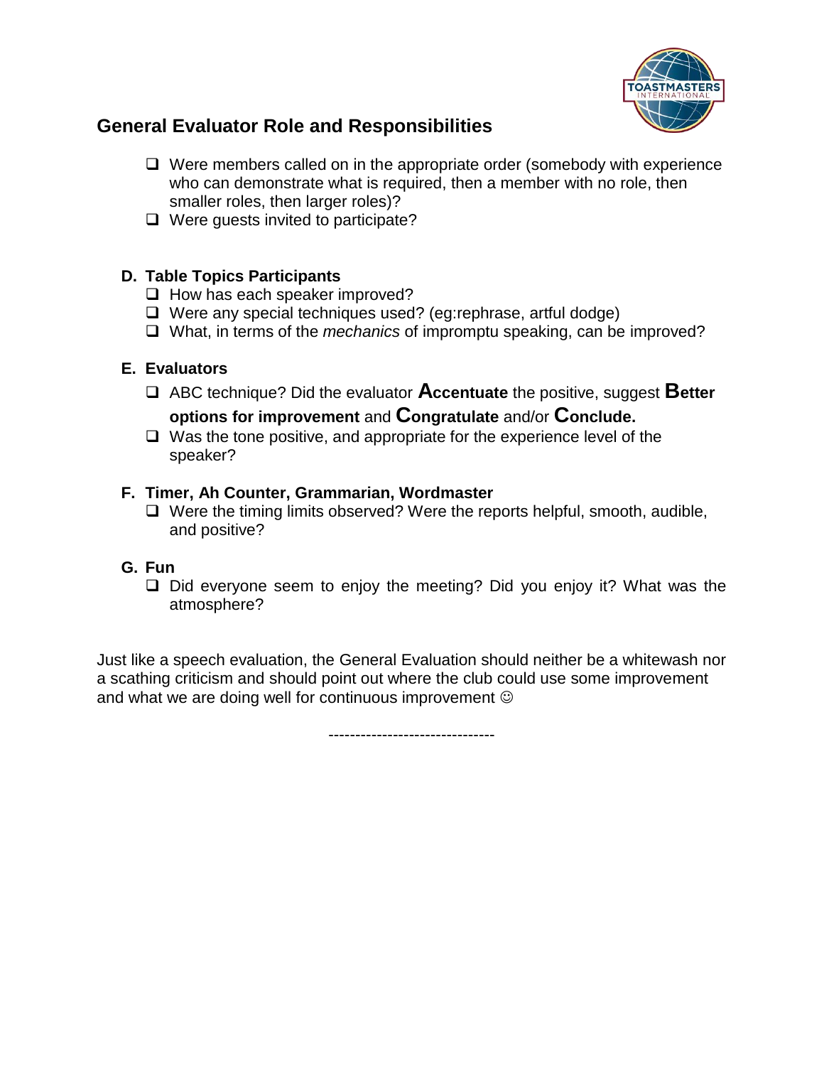## General Evaluator Role and Responsibilities

- ❑ Were members called on in the appropriate order (somebody with experience who can demonstrate what is required, then a member with no role, then smaller roles, then larger roles)?
- ❑ Were guests invited to participate?

### D. Table Topics Participants

- ❑ How has each speaker improved?
- ❑ Were any special techniques used? (eg:rephrase, artful dodge)
- ❑ What, in terms of the *mechanics* of impromptu speaking, can be improved?

### E. Evaluators

- ❑ ABC technique? Did the evaluator **Accentuate** the positive, suggest **Better options for improvement** and **Congratulate** and/or **Conclude.**
- ❑ Was the tone positive, and appropriate for the experience level of the speaker?

### F. Timer, Ah Counter, Grammarian, Wordmaster

- ❑ Were the timing limits observed? Were the reports helpful, smooth, audible, and positive?

### G. Fun

- ❑ Did everyone seem to enjoy the meeting? Did you enjoy it? What was the atmosphere?

Just like a speech evaluation, the General Evaluation should neither be a whitewash nor a scathing criticism and should point out where the club could use some improvement and what we are doing well for continuous improvement ☺

-------------------------------